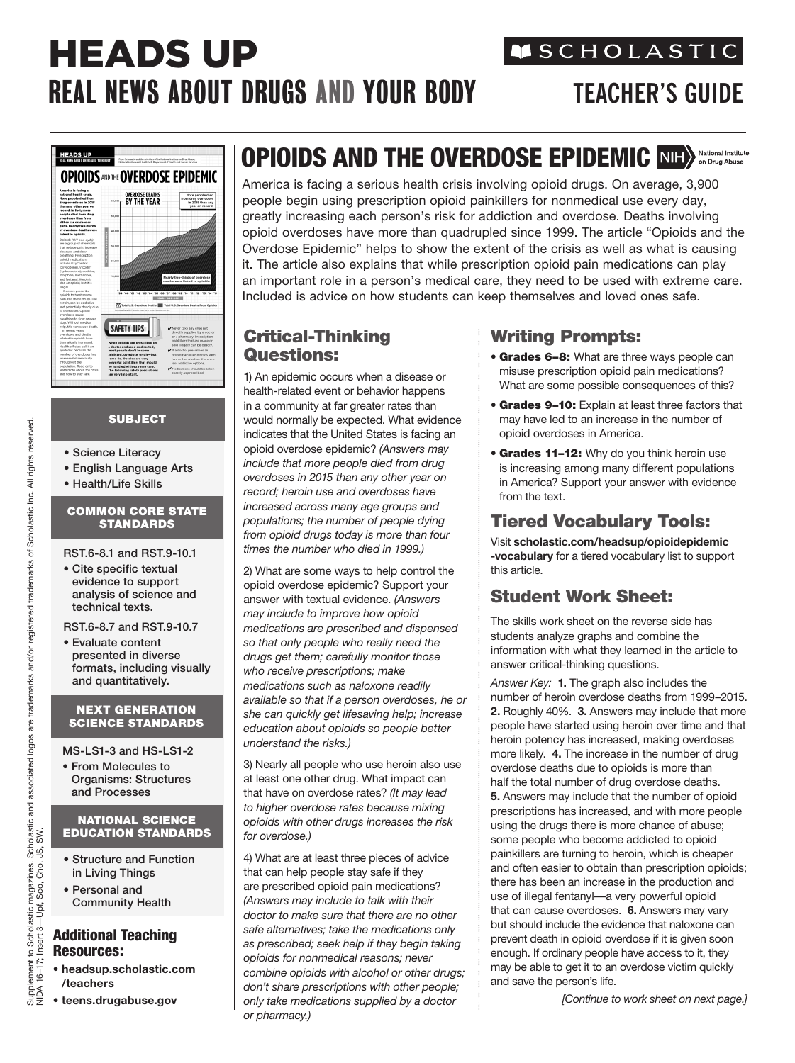# HEADS UP

## REAL NEWS ABOUT DRUGS AND YOUR BODY

SCHOLASTIC

TEACHER'S GUIDE

# OPIOIDS AND THE OVERDOSE EPIDEMIC

NIH National Institute on Drug Abuse

America is facing a serious health crisis involving opioid drugs. On average, 3,900 people begin using prescription opioid painkillers for nonmedical use every day, greatly increasing each person's risk for addiction and overdose. Deaths involving opioid overdoses have more than quadrupled since 1999. The article "Opioids and the Overdose Epidemic" helps to show the extent of the crisis as well as what is causing it. The article also explains that while prescription opioid pain medications can play an important role in a person's medical care, they need to be used with extreme care. Included is advice on how students can keep themselves and loved ones safe.

### SUBJECT

- Science Literacy
- English Language Arts
- Health/Life Skills

### COMMON CORE STATE STANDARDS

RST.6-8.1 and RST.9-10.1

- Cite specific textual evidence to support analysis of science and technical texts.

RST.6-8.7 and RST.9-10.7

- Evaluate content presented in diverse formats, including visually and quantitatively.

### NEXT GENERATION SCIENCE STANDARDS

MS-LS1-3 and HS-LS1-2

- From Molecules to Organisms: Structures and Processes

### NATIONAL SCIENCE EDUCATION STANDARDS

- Structure and Function in Living Things
- Personal and Community Health

### Additional Teaching Resources:

- **headsup.scholastic.com/teachers**
- **teens.drugabuse.gov**

## Critical-Thinking Questions:

1) An epidemic occurs when a disease or health-related event or behavior happens in a community at far greater rates than would normally be expected. What evidence indicates that the United States is facing an opioid overdose epidemic? *(Answers may include that more people died from drug overdoses in 2015 than any other year on record; heroin use and overdoses have increased across many age groups and populations; the number of people dying from opioid drugs today is more than four times the number who died in 1999.)*

2) What are some ways to help control the opioid overdose epidemic? Support your answer with textual evidence. *(Answers may include to improve how opioid medications are prescribed and dispensed so that only people who really need the drugs get them; carefully monitor those who receive prescriptions; make medications such as naloxone readily available so that if a person overdoses, he or she can quickly get lifesaving help; increase education about opioids so people better understand the risks.)*

3) Nearly all people who use heroin also use at least one other drug. What impact can that have on overdose rates? *(It may lead to higher overdose rates because mixing opioids with other drugs increases the risk for overdose.)*

4) What are at least three pieces of advice that can help people stay safe if they are prescribed opioid pain medications? *(Answers may include to talk with their doctor to make sure that there are no other safe alternatives; take the medications only as prescribed; seek help if they begin taking opioids for nonmedical reasons; never combine opioids with alcohol or other drugs; don't share prescriptions with other people; only take medications supplied by a doctor or pharmacy.)*

## Writing Prompts:

- **Grades 6–8:** What are three ways people can misuse prescription opioid pain medications? What are some possible consequences of this?
- **Grades 9–10:** Explain at least three factors that may have led to an increase in the number of opioid overdoses in America.
- **Grades 11–12:** Why do you think heroin use is increasing among many different populations in America? Support your answer with evidence from the text.

## Tiered Vocabulary Tools:

Visit **scholastic.com/headsup/opioidepidemic-vocabulary** for a tiered vocabulary list to support this article.

## Student Work Sheet:

The skills work sheet on the reverse side has students analyze graphs and combine the information with what they learned in the article to answer critical-thinking questions.

*Answer Key:* **1.** The graph also includes the number of heroin overdose deaths from 1999–2015. **2.** Roughly 40%. **3.** Answers may include that more people have started using heroin over time and that heroin potency has increased, making overdoses more likely. **4.** The increase in the number of drug overdose deaths due to opioids is more than half the total number of drug overdose deaths. **5.** Answers may include that the number of opioid prescriptions has increased, and with more people using the drugs there is more chance of abuse; some people who become addicted to opioid painkillers are turning to heroin, which is cheaper and often easier to obtain than prescription opioids; there has been an increase in the production and use of illegal fentanyl—a very powerful opioid that can cause overdoses. **6.** Answers may vary but should include the evidence that naloxone can prevent death in opioid overdose if it is given soon enough. If ordinary people have access to it, they may be able to get it to an overdose victim quickly and save the person's life.

*[Continue to work sheet on next page.]*

Supplement to Scholastic magazines. Scholastic and associated logos are trademarks and/or registered trademarks of Scholastic Inc. All rights reserved. NIDA 16–17; Insert 3—Upf, Sco, Cho, JS, SW.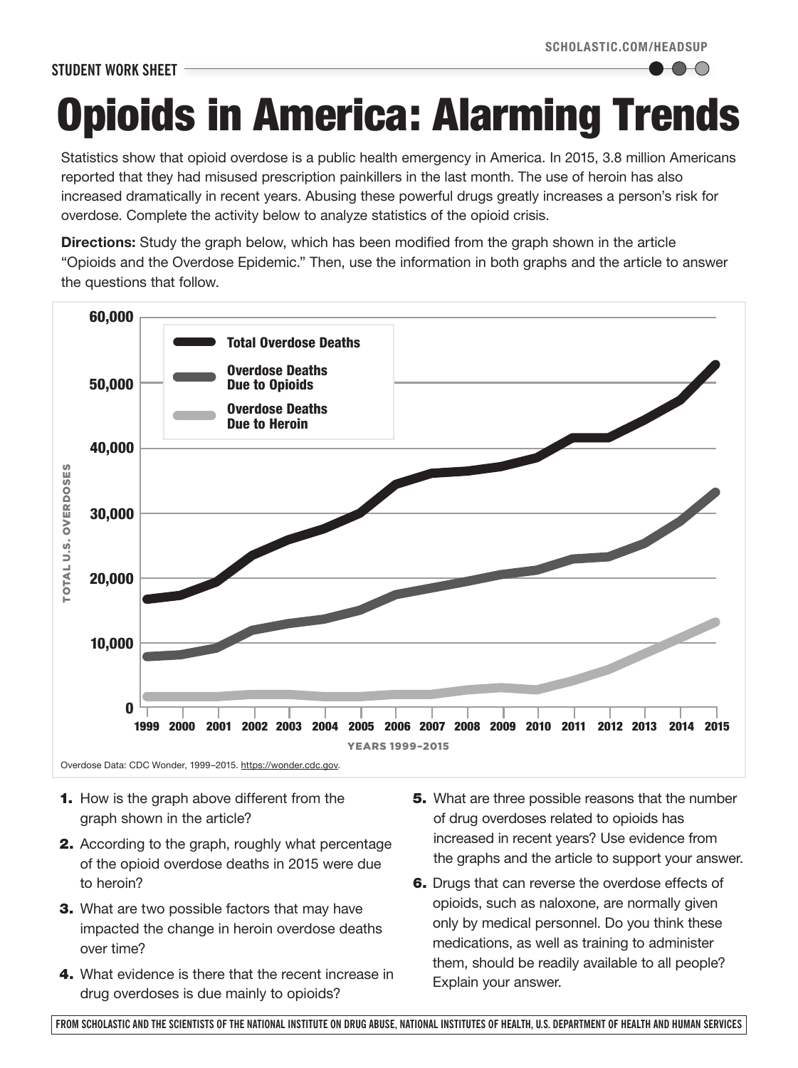STUDENT WORK SHEET

# Opioids in America: Alarming Trends

Statistics show that opioid overdose is a public health emergency in America. In 2015, 3.8 million Americans reported that they had misused prescription painkillers in the last month. The use of heroin has also increased dramatically in recent years. Abusing these powerful drugs greatly increases a person's risk for overdose. Complete the activity below to analyze statistics of the opioid crisis.

**Directions:** Study the graph below, which has been modified from the graph shown in the article "Opioids and the Overdose Epidemic." Then, use the information in both graphs and the article to answer the questions that follow.

Total Overdose Deaths

Overdose Deaths Due to Opioids

Overdose Deaths Due to Heroin

TOTAL U.S. OVERDOSES

60,000
50,000
40,000
30,000
20,000
10,000
0

1999 2000 2001 2002 2003 2004 2005 2006 2007 2008 2009 2010 2011 2012 2013 2014 2015

YEARS 1999–2015

Overdose Data: CDC Wonder, 1999–2015. https://wonder.cdc.gov.

1. How is the graph above different from the graph shown in the article?
2. According to the graph, roughly what percentage of the opioid overdose deaths in 2015 were due to heroin?
3. What are two possible factors that may have impacted the change in heroin overdose deaths over time?
4. What evidence is there that the recent increase in drug overdoses is due mainly to opioids?
5. What are three possible reasons that the number of drug overdoses related to opioids has increased in recent years? Use evidence from the graphs and the article to support your answer.
6. Drugs that can reverse the overdose effects of opioids, such as naloxone, are normally given only by medical personnel. Do you think these medications, as well as training to administer them, should be readily available to all people? Explain your answer.

FROM SCHOLASTIC AND THE SCIENTISTS OF THE NATIONAL INSTITUTE ON DRUG ABUSE, NATIONAL INSTITUTES OF HEALTH, U.S. DEPARTMENT OF HEALTH AND HUMAN SERVICES